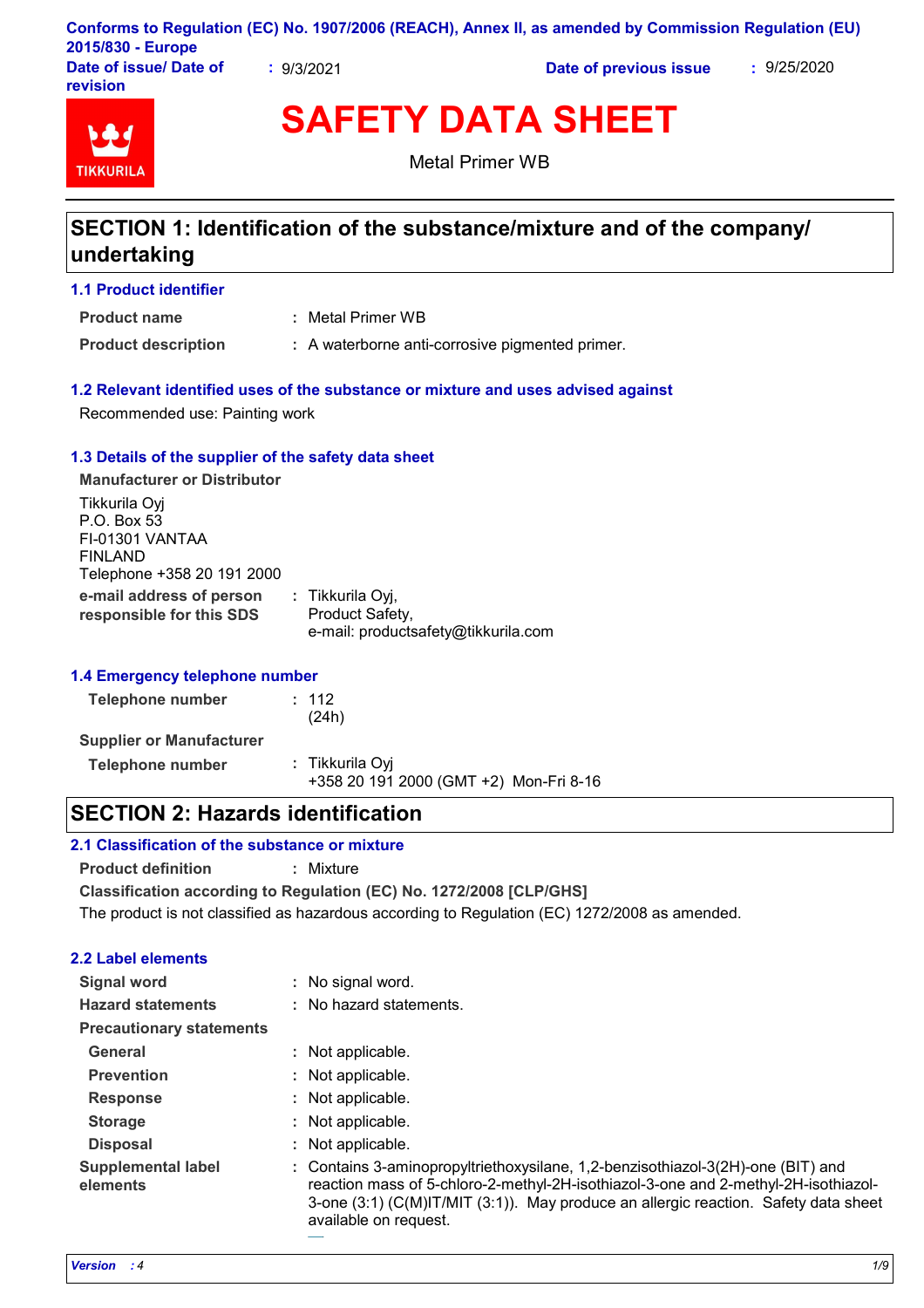Conforms to Regulation (EC) No. 1907/2006 (REACH), Annex II, as amended by Commission Regulation (EU) 2015/830 - Europe

**Date of issue/ Date of revision** : 9/3/2021 **Date of previous issue** : 9/25/2020

TIKKURILA

# SAFETY DATA SHEET

Metal Primer WB

## SECTION 1: Identification of the substance/mixture and of the company/ undertaking

### 1.1 Product identifier

**Product name** : Metal Primer WB

**Product description** : A waterborne anti-corrosive pigmented primer.

### 1.2 Relevant identified uses of the substance or mixture and uses advised against

Recommended use: Painting work

### 1.3 Details of the supplier of the safety data sheet

**Manufacturer or Distributor**

Tikkurila Oyj
P.O. Box 53
FI-01301 VANTAA
FINLAND
Telephone +358 20 191 2000

**e-mail address of person responsible for this SDS** : Tikkurila Oyj,
Product Safety,
e-mail: productsafety@tikkurila.com

### 1.4 Emergency telephone number

**Telephone number** : 112
(24h)

**Supplier or Manufacturer**

**Telephone number** : Tikkurila Oyj
+358 20 191 2000 (GMT +2) Mon-Fri 8-16

## SECTION 2: Hazards identification

### 2.1 Classification of the substance or mixture

**Product definition** : Mixture

**Classification according to Regulation (EC) No. 1272/2008 [CLP/GHS]**

The product is not classified as hazardous according to Regulation (EC) 1272/2008 as amended.

### 2.2 Label elements

**Signal word** : No signal word.

**Hazard statements** : No hazard statements.

**Precautionary statements**

**General** : Not applicable.

**Prevention** : Not applicable.

**Response** : Not applicable.

**Storage** : Not applicable.

**Disposal** : Not applicable.

**Supplemental label elements** : Contains 3-aminopropyltriethoxysilane, 1,2-benzisothiazol-3(2H)-one (BIT) and reaction mass of 5-chloro-2-methyl-2H-isothiazol-3-one and 2-methyl-2H-isothiazol-3-one (3:1) (C(M)IT/MIT (3:1)). May produce an allergic reaction. Safety data sheet available on request.

*Version : 4*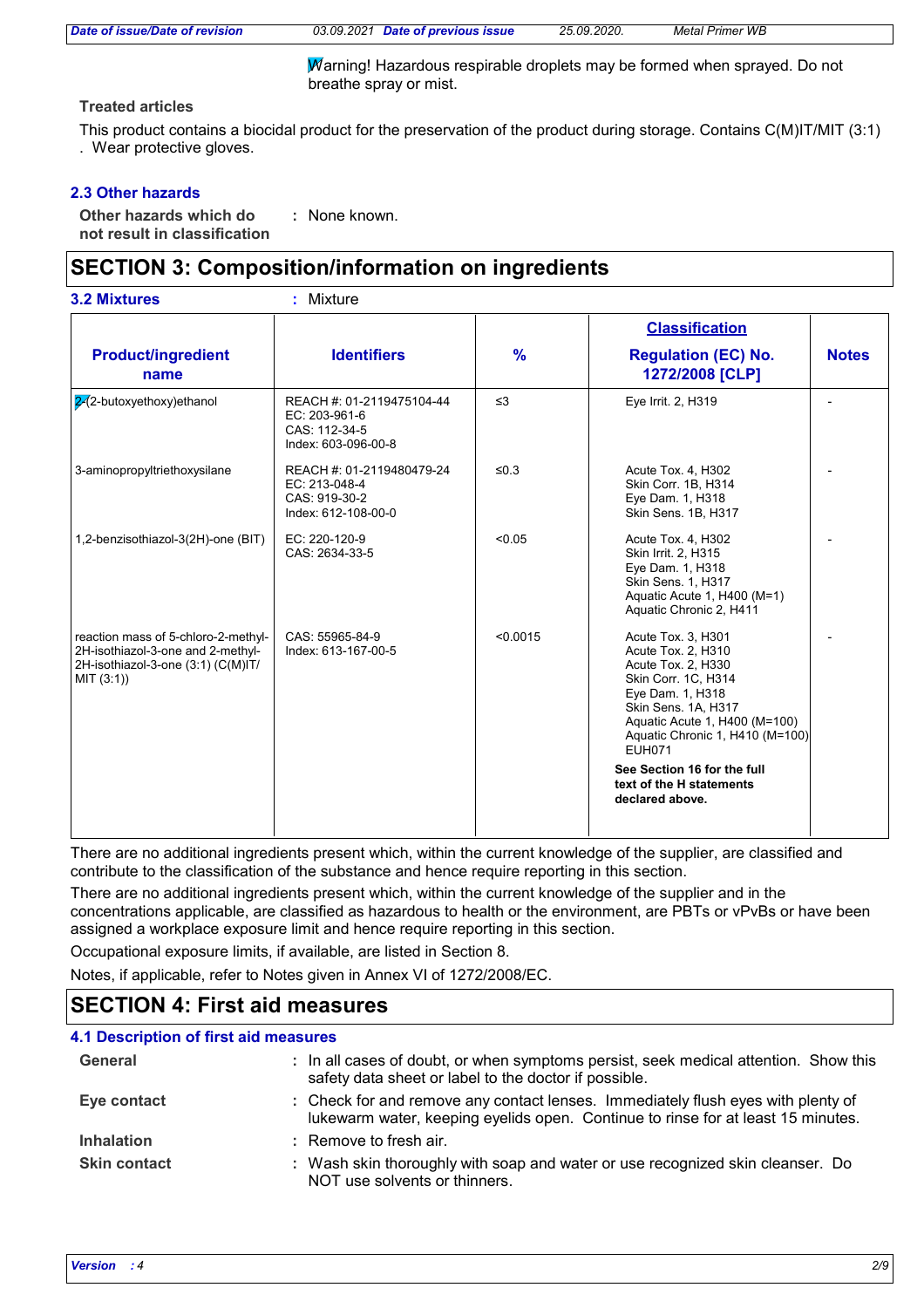Warning! Hazardous respirable droplets may be formed when sprayed. Do not breathe spray or mist.

**Treated articles**

This product contains a biocidal product for the preservation of the product during storage. Contains C(M)IT/MIT (3:1) . Wear protective gloves.

### 2.3 Other hazards

**Other hazards which do not result in classification** : None known.

## SECTION 3: Composition/information on ingredients

### 3.2 Mixtures : Mixture

| Product/ingredient name | Identifiers | % | Classification Regulation (EC) No. 1272/2008 [CLP] | Notes |
|---|---|---|---|---|
| 2-(2-butoxyethoxy)ethanol | REACH #: 01-2119475104-44<br>EC: 203-961-6<br>CAS: 112-34-5<br>Index: 603-096-00-8 | ≤3 | Eye Irrit. 2, H319 | - |
| 3-aminopropyltriethoxysilane | REACH #: 01-2119480479-24<br>EC: 213-048-4<br>CAS: 919-30-2<br>Index: 612-108-00-0 | ≤0.3 | Acute Tox. 4, H302<br>Skin Corr. 1B, H314<br>Eye Dam. 1, H318<br>Skin Sens. 1B, H317 | - |
| 1,2-benzisothiazol-3(2H)-one (BIT) | EC: 220-120-9<br>CAS: 2634-33-5 | <0.05 | Acute Tox. 4, H302<br>Skin Irrit. 2, H315<br>Eye Dam. 1, H318<br>Skin Sens. 1, H317<br>Aquatic Acute 1, H400 (M=1)<br>Aquatic Chronic 2, H411 | - |
| reaction mass of 5-chloro-2-methyl-2H-isothiazol-3-one and 2-methyl-2H-isothiazol-3-one (3:1) (C(M)IT/MIT (3:1)) | CAS: 55965-84-9<br>Index: 613-167-00-5 | <0.0015 | Acute Tox. 3, H301<br>Acute Tox. 2, H310<br>Acute Tox. 2, H330<br>Skin Corr. 1C, H314<br>Eye Dam. 1, H318<br>Skin Sens. 1A, H317<br>Aquatic Acute 1, H400 (M=100)<br>Aquatic Chronic 1, H410 (M=100)<br>EUH071 | - |
| | | | **See Section 16 for the full text of the H statements declared above.** | |

There are no additional ingredients present which, within the current knowledge of the supplier, are classified and contribute to the classification of the substance and hence require reporting in this section.

There are no additional ingredients present which, within the current knowledge of the supplier and in the concentrations applicable, are classified as hazardous to health or the environment, are PBTs or vPvBs or have been assigned a workplace exposure limit and hence require reporting in this section.

Occupational exposure limits, if available, are listed in Section 8.

Notes, if applicable, refer to Notes given in Annex VI of 1272/2008/EC.

## SECTION 4: First aid measures

### 4.1 Description of first aid measures

**General** : In all cases of doubt, or when symptoms persist, seek medical attention. Show this safety data sheet or label to the doctor if possible.

**Eye contact** : Check for and remove any contact lenses. Immediately flush eyes with plenty of lukewarm water, keeping eyelids open. Continue to rinse for at least 15 minutes.

**Inhalation** : Remove to fresh air.

**Skin contact** : Wash skin thoroughly with soap and water or use recognized skin cleanser. Do NOT use solvents or thinners.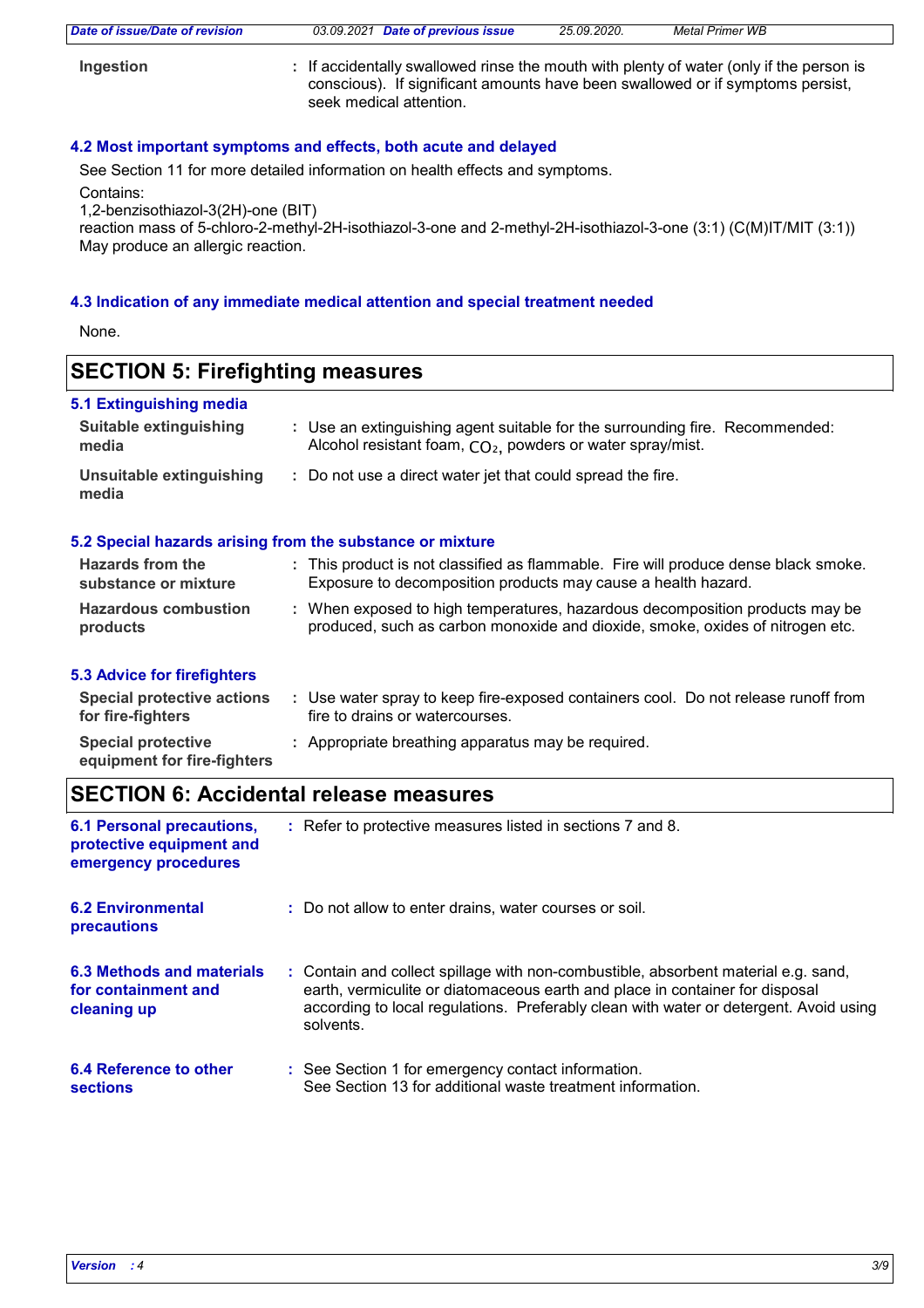**Ingestion** : If accidentally swallowed rinse the mouth with plenty of water (only if the person is conscious). If significant amounts have been swallowed or if symptoms persist, seek medical attention.

### 4.2 Most important symptoms and effects, both acute and delayed

See Section 11 for more detailed information on health effects and symptoms.

Contains:
1,2-benzisothiazol-3(2H)-one (BIT)
reaction mass of 5-chloro-2-methyl-2H-isothiazol-3-one and 2-methyl-2H-isothiazol-3-one (3:1) (C(M)IT/MIT (3:1))
May produce an allergic reaction.

### 4.3 Indication of any immediate medical attention and special treatment needed

None.

## SECTION 5: Firefighting measures

### 5.1 Extinguishing media

**Suitable extinguishing media** : Use an extinguishing agent suitable for the surrounding fire. Recommended: Alcohol resistant foam, $CO_2$, powders or water spray/mist.

**Unsuitable extinguishing media** : Do not use a direct water jet that could spread the fire.

### 5.2 Special hazards arising from the substance or mixture

**Hazards from the substance or mixture** : This product is not classified as flammable. Fire will produce dense black smoke. Exposure to decomposition products may cause a health hazard.

**Hazardous combustion products** : When exposed to high temperatures, hazardous decomposition products may be produced, such as carbon monoxide and dioxide, smoke, oxides of nitrogen etc.

### 5.3 Advice for firefighters

**Special protective actions for fire-fighters** : Use water spray to keep fire-exposed containers cool. Do not release runoff from fire to drains or watercourses.

**Special protective equipment for fire-fighters** : Appropriate breathing apparatus may be required.

## SECTION 6: Accidental release measures

**6.1 Personal precautions, protective equipment and emergency procedures** : Refer to protective measures listed in sections 7 and 8.

**6.2 Environmental precautions** : Do not allow to enter drains, water courses or soil.

**6.3 Methods and materials for containment and cleaning up** : Contain and collect spillage with non-combustible, absorbent material e.g. sand, earth, vermiculite or diatomaceous earth and place in container for disposal according to local regulations. Preferably clean with water or detergent. Avoid using solvents.

**6.4 Reference to other sections** : See Section 1 for emergency contact information.
See Section 13 for additional waste treatment information.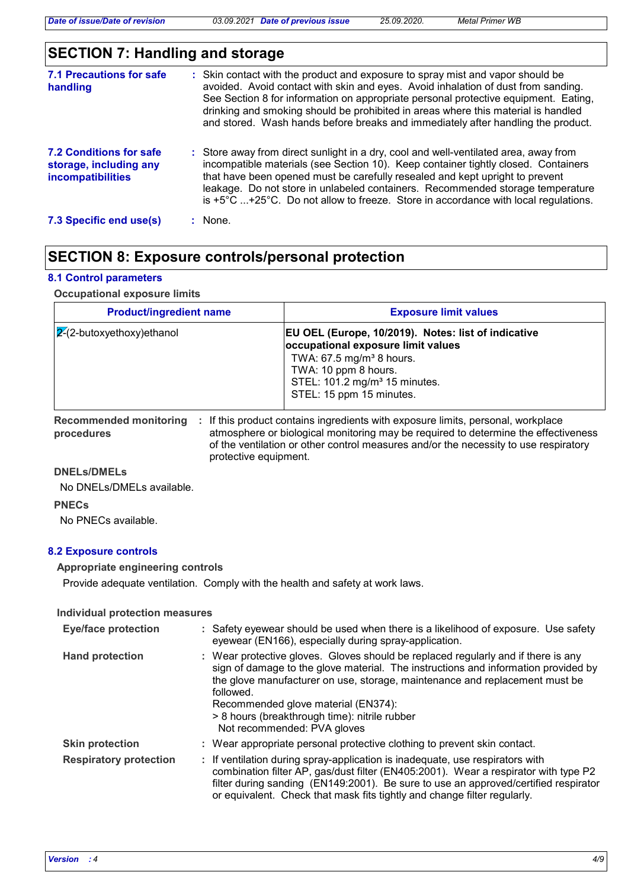## SECTION 7: Handling and storage

**7.1 Precautions for safe handling** : Skin contact with the product and exposure to spray mist and vapor should be avoided. Avoid contact with skin and eyes. Avoid inhalation of dust from sanding. See Section 8 for information on appropriate personal protective equipment. Eating, drinking and smoking should be prohibited in areas where this material is handled and stored. Wash hands before breaks and immediately after handling the product.

**7.2 Conditions for safe storage, including any incompatibilities** : Store away from direct sunlight in a dry, cool and well-ventilated area, away from incompatible materials (see Section 10). Keep container tightly closed. Containers that have been opened must be carefully resealed and kept upright to prevent leakage. Do not store in unlabeled containers. Recommended storage temperature is +5°C ...+25°C. Do not allow to freeze. Store in accordance with local regulations.

**7.3 Specific end use(s)** : None.

## SECTION 8: Exposure controls/personal protection

### 8.1 Control parameters

**Occupational exposure limits**

| Product/ingredient name | Exposure limit values |
|---|---|
| 2-(2-butoxyethoxy)ethanol | **EU OEL (Europe, 10/2019). Notes: list of indicative occupational exposure limit values**<br>TWA: 67.5 mg/m³ 8 hours.<br>TWA: 10 ppm 8 hours.<br>STEL: 101.2 mg/m³ 15 minutes.<br>STEL: 15 ppm 15 minutes. |

**Recommended monitoring procedures** : If this product contains ingredients with exposure limits, personal, workplace atmosphere or biological monitoring may be required to determine the effectiveness of the ventilation or other control measures and/or the necessity to use respiratory protective equipment.

**DNELs/DMELs**

No DNELs/DMELs available.

**PNECs**

No PNECs available.

### 8.2 Exposure controls

**Appropriate engineering controls**

Provide adequate ventilation. Comply with the health and safety at work laws.

**Individual protection measures**

**Eye/face protection** : Safety eyewear should be used when there is a likelihood of exposure. Use safety eyewear (EN166), especially during spray-application.

**Hand protection** : Wear protective gloves. Gloves should be replaced regularly and if there is any sign of damage to the glove material. The instructions and information provided by the glove manufacturer on use, storage, maintenance and replacement must be followed.
Recommended glove material (EN374):
> 8 hours (breakthrough time): nitrile rubber
Not recommended: PVA gloves

**Skin protection** : Wear appropriate personal protective clothing to prevent skin contact.

**Respiratory protection** : If ventilation during spray-application is inadequate, use respirators with combination filter AP, gas/dust filter (EN405:2001). Wear a respirator with type P2 filter during sanding (EN149:2001). Be sure to use an approved/certified respirator or equivalent. Check that mask fits tightly and change filter regularly.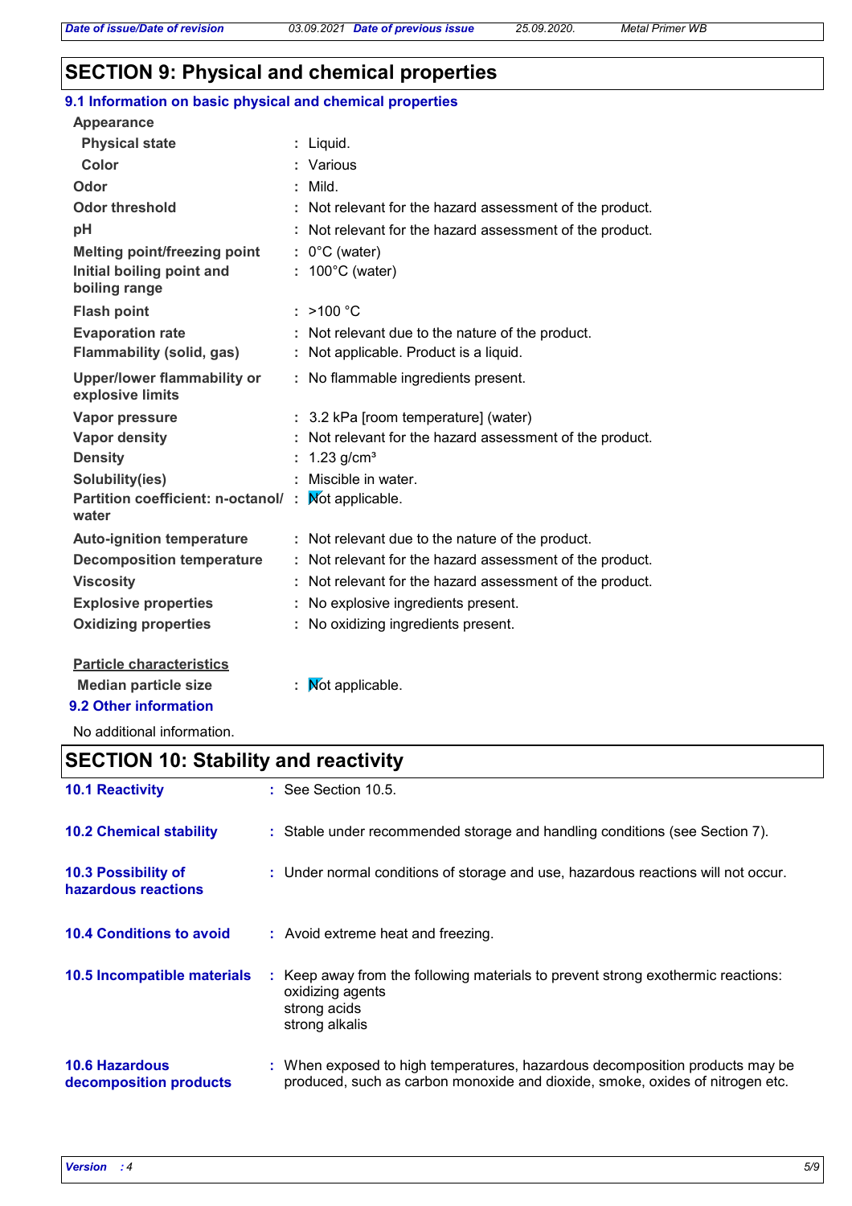## SECTION 9: Physical and chemical properties

### 9.1 Information on basic physical and chemical properties

**Appearance**

| | | |
|---|---|---|
| **Physical state** | : | Liquid. |
| **Color** | : | Various |
| **Odor** | : | Mild. |
| **Odor threshold** | : | Not relevant for the hazard assessment of the product. |
| **pH** | : | Not relevant for the hazard assessment of the product. |
| **Melting point/freezing point** | : | 0°C (water) |
| **Initial boiling point and boiling range** | : | 100°C (water) |
| **Flash point** | : | >100 °C |
| **Evaporation rate** | : | Not relevant due to the nature of the product. |
| **Flammability (solid, gas)** | : | Not applicable. Product is a liquid. |
| **Upper/lower flammability or explosive limits** | : | No flammable ingredients present. |
| **Vapor pressure** | : | 3.2 kPa [room temperature] (water) |
| **Vapor density** | : | Not relevant for the hazard assessment of the product. |
| **Density** | : | 1.23 g/cm³ |
| **Solubility(ies)** | : | Miscible in water. |
| **Partition coefficient: n-octanol/ water** | : | Not applicable. |
| **Auto-ignition temperature** | : | Not relevant due to the nature of the product. |
| **Decomposition temperature** | : | Not relevant for the hazard assessment of the product. |
| **Viscosity** | : | Not relevant for the hazard assessment of the product. |
| **Explosive properties** | : | No explosive ingredients present. |
| **Oxidizing properties** | : | No oxidizing ingredients present. |

**Particle characteristics**

| | | |
|---|---|---|
| **Median particle size** | : | Not applicable. |

### 9.2 Other information

No additional information.

## SECTION 10: Stability and reactivity

| | | |
|---|---|---|
| **10.1 Reactivity** | : | See Section 10.5. |
| **10.2 Chemical stability** | : | Stable under recommended storage and handling conditions (see Section 7). |
| **10.3 Possibility of hazardous reactions** | : | Under normal conditions of storage and use, hazardous reactions will not occur. |
| **10.4 Conditions to avoid** | : | Avoid extreme heat and freezing. |
| **10.5 Incompatible materials** | : | Keep away from the following materials to prevent strong exothermic reactions: oxidizing agents<br>strong acids<br>strong alkalis |
| **10.6 Hazardous decomposition products** | : | When exposed to high temperatures, hazardous decomposition products may be produced, such as carbon monoxide and dioxide, smoke, oxides of nitrogen etc. |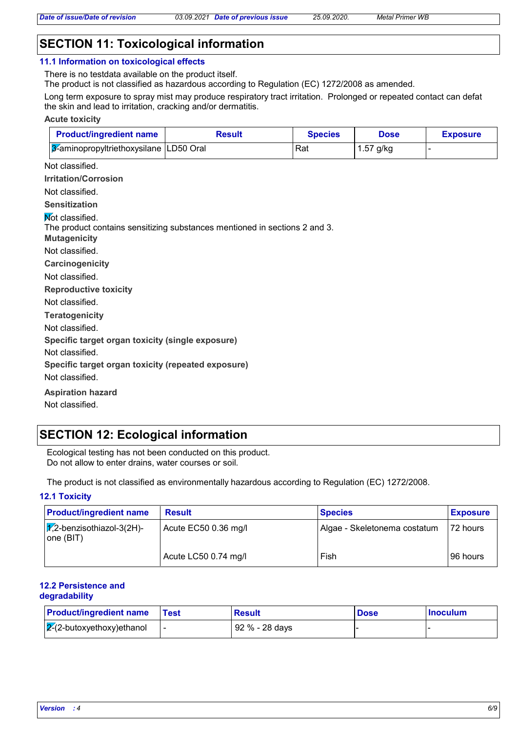## SECTION 11: Toxicological information

### 11.1 Information on toxicological effects

There is no testdata available on the product itself.
The product is not classified as hazardous according to Regulation (EC) 1272/2008 as amended.

Long term exposure to spray mist may produce respiratory tract irritation. Prolonged or repeated contact can defat the skin and lead to irritation, cracking and/or dermatitis.

**Acute toxicity**

| Product/ingredient name | Result | Species | Dose | Exposure |
|---|---|---|---|---|
| 3-aminopropyltriethoxysilane | LD50 Oral | Rat | 1.57 g/kg | - |

Not classified.

**Irritation/Corrosion**

Not classified.

**Sensitization**

Not classified.
The product contains sensitizing substances mentioned in sections 2 and 3.

**Mutagenicity**

Not classified.

**Carcinogenicity**

Not classified.

**Reproductive toxicity**

Not classified.

**Teratogenicity**

Not classified.

**Specific target organ toxicity (single exposure)**

Not classified.

**Specific target organ toxicity (repeated exposure)**

Not classified.

**Aspiration hazard**

Not classified.

## SECTION 12: Ecological information

Ecological testing has not been conducted on this product.
Do not allow to enter drains, water courses or soil.

The product is not classified as environmentally hazardous according to Regulation (EC) 1272/2008.

### 12.1 Toxicity

| Product/ingredient name | Result | Species | Exposure |
|---|---|---|---|
| 1,2-benzisothiazol-3(2H)-one (BIT) | Acute EC50 0.36 mg/l | Algae - Skeletonema costatum | 72 hours |
| | Acute LC50 0.74 mg/l | Fish | 96 hours |

### 12.2 Persistence and degradability

| Product/ingredient name | Test | Result | Dose | Inoculum |
|---|---|---|---|---|
| 2-(2-butoxyethoxy)ethanol | - | 92 % - 28 days | - | - |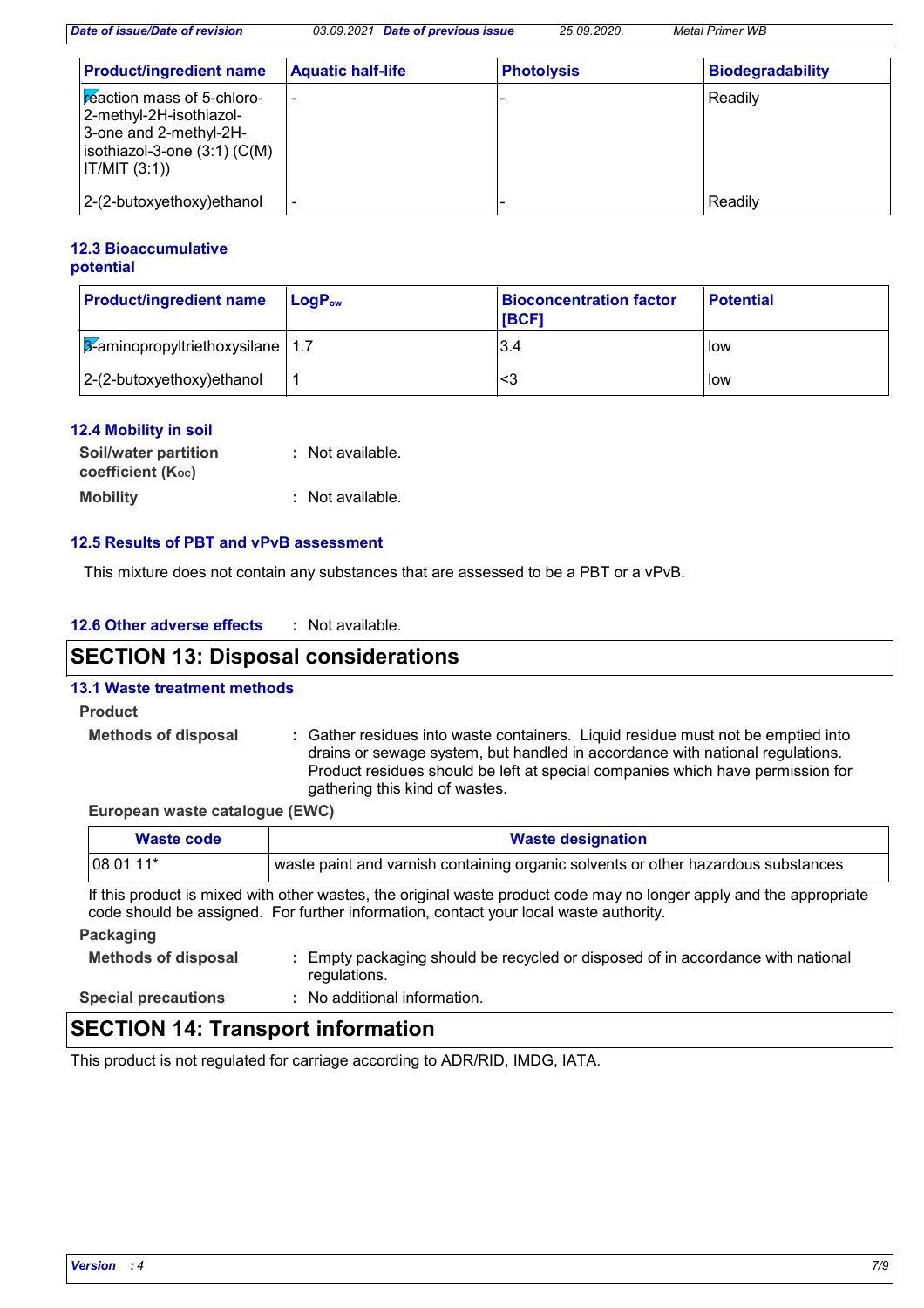| Product/ingredient name | Aquatic half-life | Photolysis | Biodegradability |
| --- | --- | --- | --- |
| reaction mass of 5-chloro-2-methyl-2H-isothiazol-3-one and 2-methyl-2H-isothiazol-3-one (3:1) (C(M)IT/MIT (3:1)) | - | - | Readily |
| 2-(2-butoxyethoxy)ethanol | - | - | Readily |

### 12.3 Bioaccumulative potential

| Product/ingredient name | $LogP_{ow}$ | Bioconcentration factor [BCF] | Potential |
| --- | --- | --- | --- |
| 3-aminopropyltriethoxysilane | 1.7 | 3.4 | low |
| 2-(2-butoxyethoxy)ethanol | 1 | <3 | low |

### 12.4 Mobility in soil

**Soil/water partition coefficient ($K_{OC}$)** : Not available.

**Mobility** : Not available.

### 12.5 Results of PBT and vPvB assessment

This mixture does not contain any substances that are assessed to be a PBT or a vPvB.

### 12.6 Other adverse effects : Not available.

## SECTION 13: Disposal considerations

### 13.1 Waste treatment methods

**Product**

**Methods of disposal** : Gather residues into waste containers. Liquid residue must not be emptied into drains or sewage system, but handled in accordance with national regulations. Product residues should be left at special companies which have permission for gathering this kind of wastes.

**European waste catalogue (EWC)**

| Waste code | Waste designation |
| --- | --- |
| 08 01 11* | waste paint and varnish containing organic solvents or other hazardous substances |

If this product is mixed with other wastes, the original waste product code may no longer apply and the appropriate code should be assigned. For further information, contact your local waste authority.

**Packaging**

**Methods of disposal** : Empty packaging should be recycled or disposed of in accordance with national regulations.

**Special precautions** : No additional information.

## SECTION 14: Transport information

This product is not regulated for carriage according to ADR/RID, IMDG, IATA.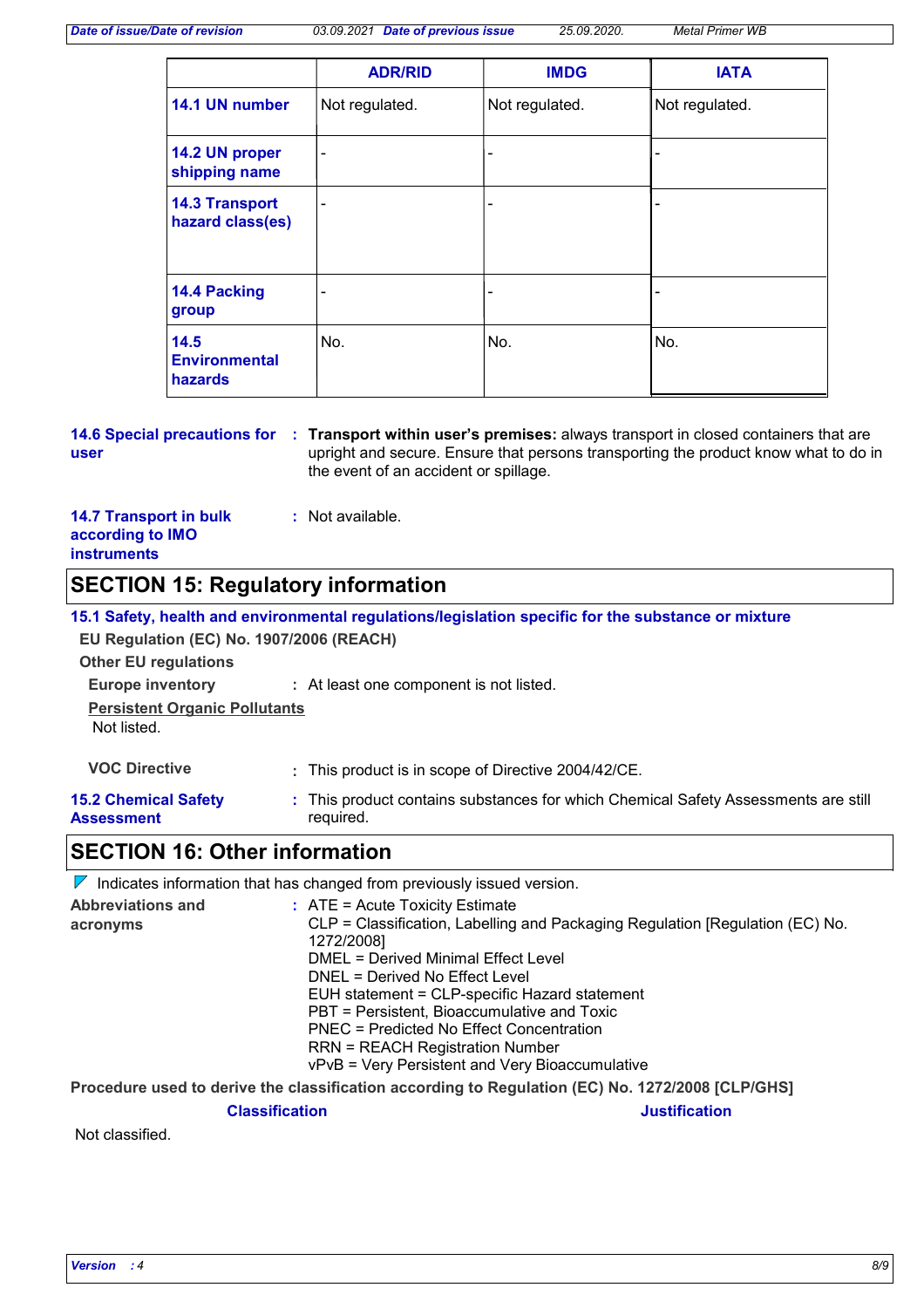|  | ADR/RID | IMDG | IATA |
|---|---|---|---|
| **14.1 UN number** | Not regulated. | Not regulated. | Not regulated. |
| **14.2 UN proper shipping name** | - | - | - |
| **14.3 Transport hazard class(es)** | - | - | - |
| **14.4 Packing group** | - | - | - |
| **14.5 Environmental hazards** | No. | No. | No. |

**14.6 Special precautions for user** : **Transport within user's premises:** always transport in closed containers that are upright and secure. Ensure that persons transporting the product know what to do in the event of an accident or spillage.

**14.7 Transport in bulk according to IMO instruments** : Not available.

## SECTION 15: Regulatory information

### 15.1 Safety, health and environmental regulations/legislation specific for the substance or mixture

**EU Regulation (EC) No. 1907/2006 (REACH)**

**Other EU regulations**

**Europe inventory** : At least one component is not listed.

**Persistent Organic Pollutants**

Not listed.

**VOC Directive** : This product is in scope of Directive 2004/42/CE.

**15.2 Chemical Safety Assessment** : This product contains substances for which Chemical Safety Assessments are still required.

## SECTION 16: Other information

Indicates information that has changed from previously issued version.

**Abbreviations and acronyms** :
ATE = Acute Toxicity Estimate
CLP = Classification, Labelling and Packaging Regulation [Regulation (EC) No. 1272/2008]
DMEL = Derived Minimal Effect Level
DNEL = Derived No Effect Level
EUH statement = CLP-specific Hazard statement
PBT = Persistent, Bioaccumulative and Toxic
PNEC = Predicted No Effect Concentration
RRN = REACH Registration Number
vPvB = Very Persistent and Very Bioaccumulative

**Procedure used to derive the classification according to Regulation (EC) No. 1272/2008 [CLP/GHS]**

| Classification | Justification |
|---|---|
| Not classified. | |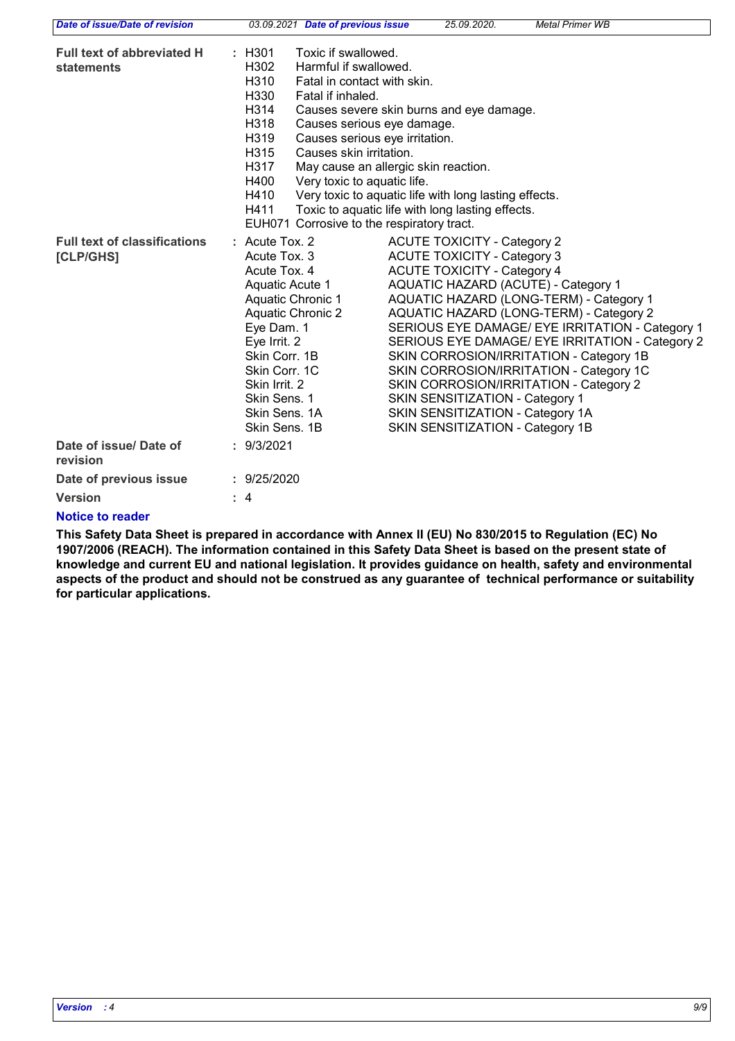**Full text of abbreviated H statements** :

| | |
|---|---|
| H301 | Toxic if swallowed. |
| H302 | Harmful if swallowed. |
| H310 | Fatal in contact with skin. |
| H330 | Fatal if inhaled. |
| H314 | Causes severe skin burns and eye damage. |
| H318 | Causes serious eye damage. |
| H319 | Causes serious eye irritation. |
| H315 | Causes skin irritation. |
| H317 | May cause an allergic skin reaction. |
| H400 | Very toxic to aquatic life. |
| H410 | Very toxic to aquatic life with long lasting effects. |
| H411 | Toxic to aquatic life with long lasting effects. |
| EUH071 | Corrosive to the respiratory tract. |

**Full text of classifications [CLP/GHS]** :

| | |
|---|---|
| Acute Tox. 2 | ACUTE TOXICITY - Category 2 |
| Acute Tox. 3 | ACUTE TOXICITY - Category 3 |
| Acute Tox. 4 | ACUTE TOXICITY - Category 4 |
| Aquatic Acute 1 | AQUATIC HAZARD (ACUTE) - Category 1 |
| Aquatic Chronic 1 | AQUATIC HAZARD (LONG-TERM) - Category 1 |
| Aquatic Chronic 2 | AQUATIC HAZARD (LONG-TERM) - Category 2 |
| Eye Dam. 1 | SERIOUS EYE DAMAGE/ EYE IRRITATION - Category 1 |
| Eye Irrit. 2 | SERIOUS EYE DAMAGE/ EYE IRRITATION - Category 2 |
| Skin Corr. 1B | SKIN CORROSION/IRRITATION - Category 1B |
| Skin Corr. 1C | SKIN CORROSION/IRRITATION - Category 1C |
| Skin Irrit. 2 | SKIN CORROSION/IRRITATION - Category 2 |
| Skin Sens. 1 | SKIN SENSITIZATION - Category 1 |
| Skin Sens. 1A | SKIN SENSITIZATION - Category 1A |
| Skin Sens. 1B | SKIN SENSITIZATION - Category 1B |

**Date of issue/ Date of revision** : 9/3/2021

**Date of previous issue** : 9/25/2020

**Version** : 4

### Notice to reader

**This Safety Data Sheet is prepared in accordance with Annex II (EU) No 830/2015 to Regulation (EC) No 1907/2006 (REACH). The information contained in this Safety Data Sheet is based on the present state of knowledge and current EU and national legislation. It provides guidance on health, safety and environmental aspects of the product and should not be construed as any guarantee of technical performance or suitability for particular applications.**